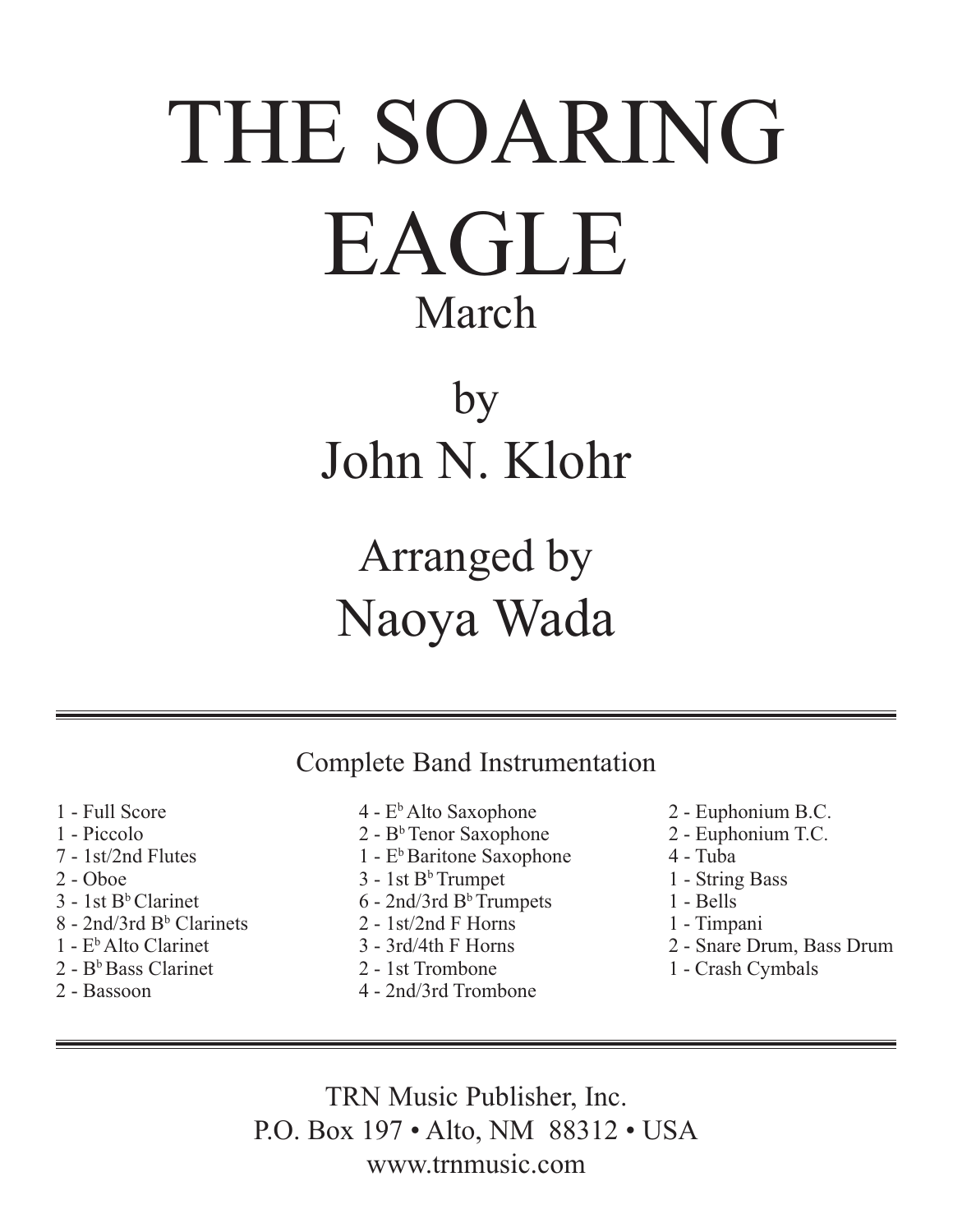# THE SOARING EAGLE

## March

by

John N. Klohr

Arranged by

Naoya Wada

---

Complete Band Instrumentation

- 1 - Full Score
- 1 - Piccolo
- 7 - 1st/2nd Flutes
- 2 - Oboe
- 3 - 1st B♭ Clarinet
- 8 - 2nd/3rd B♭ Clarinets
- 1 - E♭ Alto Clarinet
- 2 - B♭ Bass Clarinet
- 2 - Bassoon
- 4 - E♭ Alto Saxophone
- 2 - B♭ Tenor Saxophone
- 1 - E♭ Baritone Saxophone
- 3 - 1st B♭ Trumpet
- 6 - 2nd/3rd B♭ Trumpets
- 2 - 1st/2nd F Horns
- 3 - 3rd/4th F Horns
- 2 - 1st Trombone
- 4 - 2nd/3rd Trombone
- 2 - Euphonium B.C.
- 2 - Euphonium T.C.
- 4 - Tuba
- 1 - String Bass
- 1 - Bells
- 1 - Timpani
- 2 - Snare Drum, Bass Drum
- 1 - Crash Cymbals

---

TRN Music Publisher, Inc.
P.O. Box 197 • Alto, NM 88312 • USA
www.trnmusic.com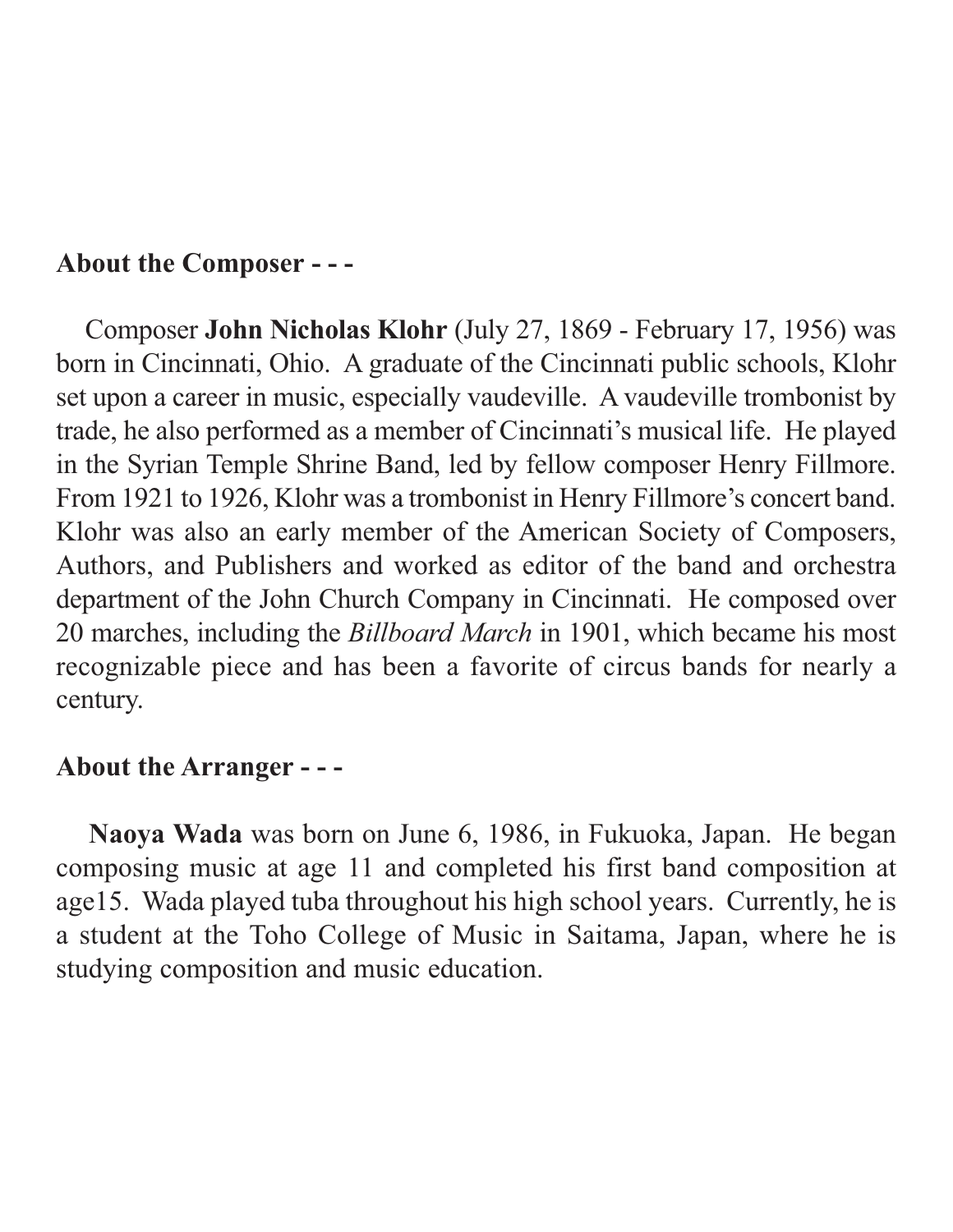## About the Composer - - -

Composer **John Nicholas Klohr** (July 27, 1869 - February 17, 1956) was born in Cincinnati, Ohio. A graduate of the Cincinnati public schools, Klohr set upon a career in music, especially vaudeville. A vaudeville trombonist by trade, he also performed as a member of Cincinnati's musical life. He played in the Syrian Temple Shrine Band, led by fellow composer Henry Fillmore. From 1921 to 1926, Klohr was a trombonist in Henry Fillmore's concert band. Klohr was also an early member of the American Society of Composers, Authors, and Publishers and worked as editor of the band and orchestra department of the John Church Company in Cincinnati. He composed over 20 marches, including the *Billboard March* in 1901, which became his most recognizable piece and has been a favorite of circus bands for nearly a century.

## About the Arranger - - -

**Naoya Wada** was born on June 6, 1986, in Fukuoka, Japan. He began composing music at age 11 and completed his first band composition at age15. Wada played tuba throughout his high school years. Currently, he is a student at the Toho College of Music in Saitama, Japan, where he is studying composition and music education.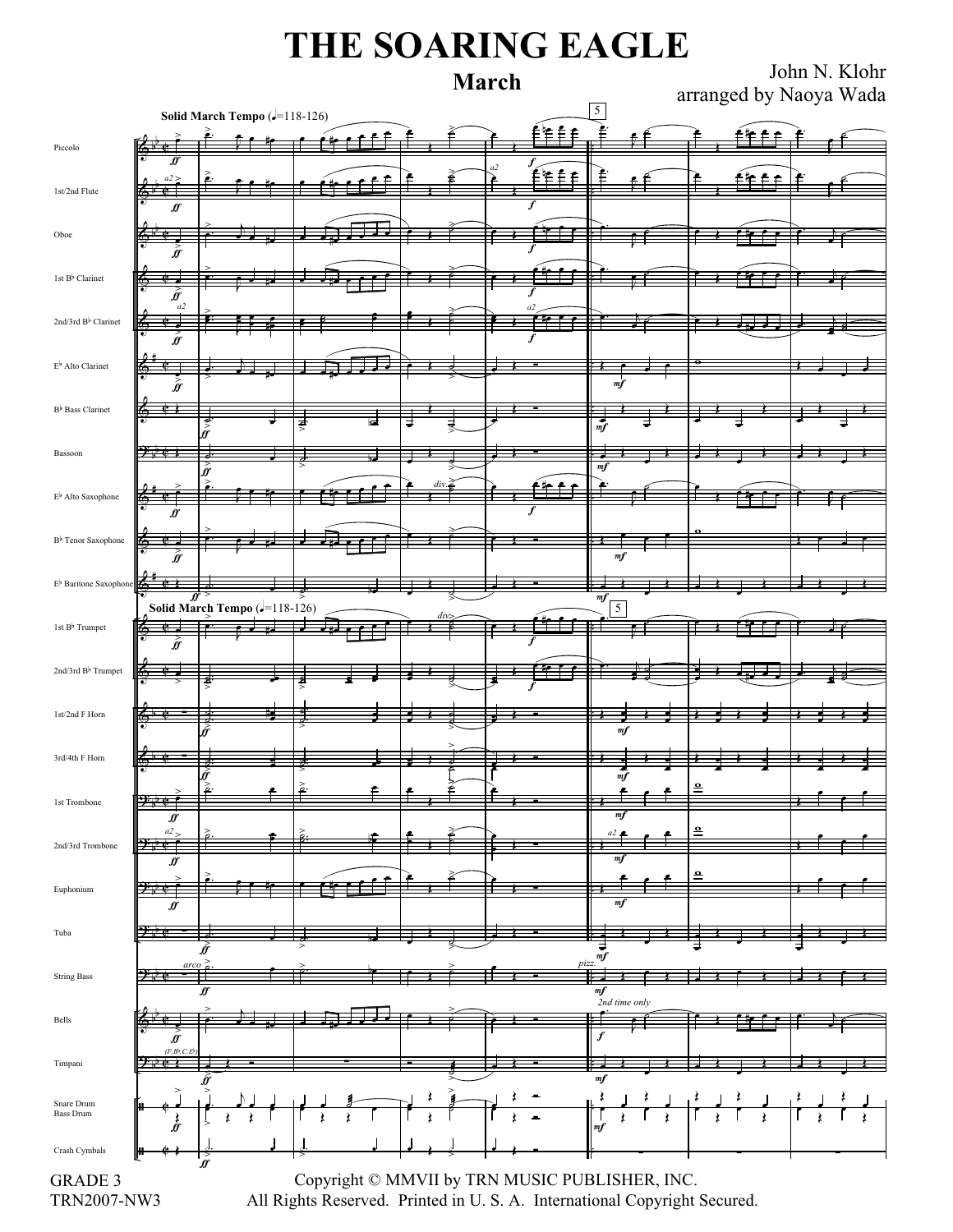# THE SOARING EAGLE

## March

John N. Klohr
arranged by Naoya Wada

GRADE 3
TRN2007-NW3

Copyright © MMVII by TRN MUSIC PUBLISHER, INC.
All Rights Reserved. Printed in U. S. A. International Copyright Secured.